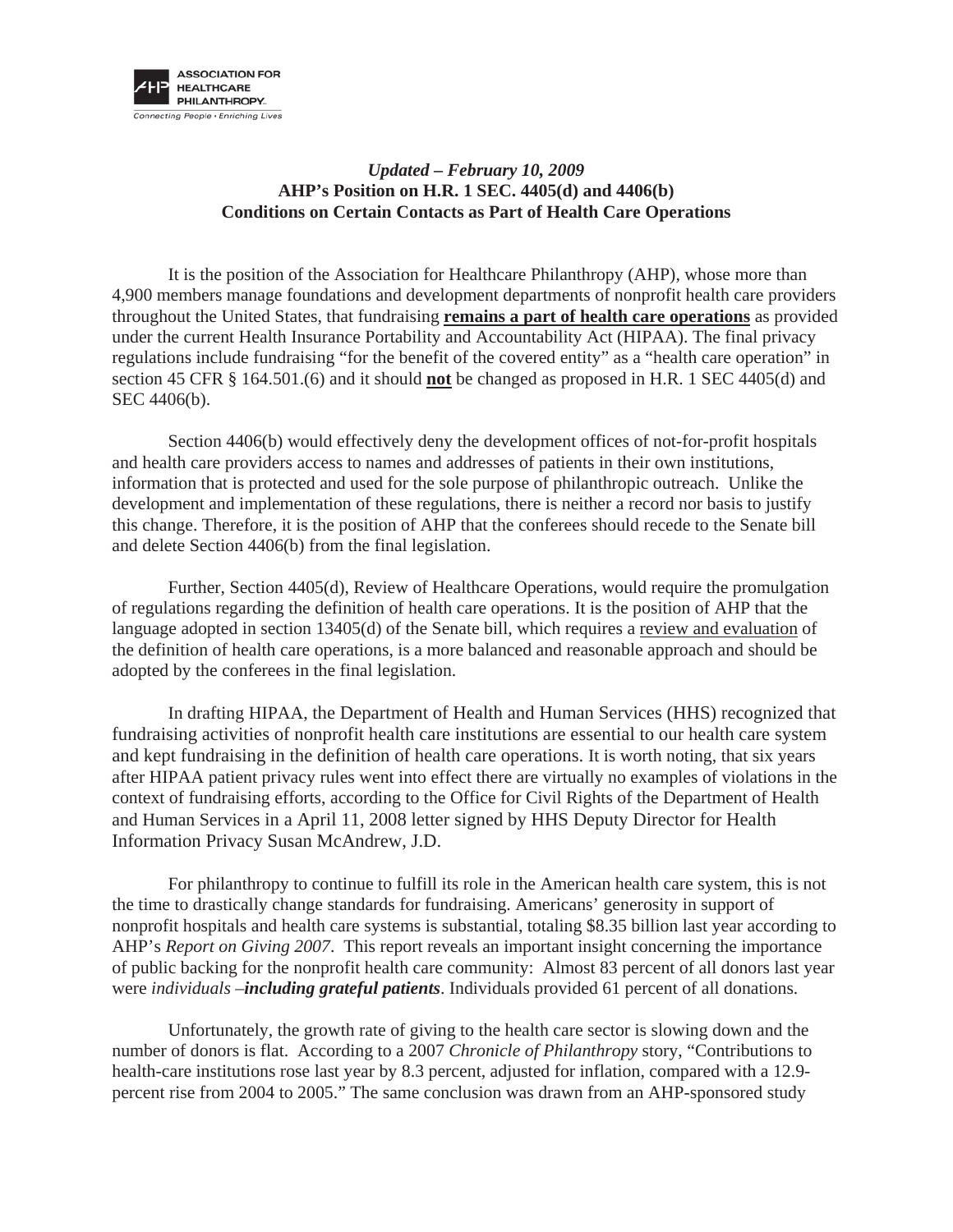**ASSOCIATION FOR HEALTHCARE PHILANTHROPY**

*Connecting People • Enriching Lives*

*Updated – February 10, 2009*

**AHP's Position on H.R. 1 SEC. 4405(d) and 4406(b)**
**Conditions on Certain Contacts as Part of Health Care Operations**

It is the position of the Association for Healthcare Philanthropy (AHP), whose more than 4,900 members manage foundations and development departments of nonprofit health care providers throughout the United States, that fundraising **remains a part of health care operations** as provided under the current Health Insurance Portability and Accountability Act (HIPAA). The final privacy regulations include fundraising "for the benefit of the covered entity" as a "health care operation" in section 45 CFR § 164.501.(6) and it should **not** be changed as proposed in H.R. 1 SEC 4405(d) and SEC 4406(b).

Section 4406(b) would effectively deny the development offices of not-for-profit hospitals and health care providers access to names and addresses of patients in their own institutions, information that is protected and used for the sole purpose of philanthropic outreach. Unlike the development and implementation of these regulations, there is neither a record nor basis to justify this change. Therefore, it is the position of AHP that the conferees should recede to the Senate bill and delete Section 4406(b) from the final legislation.

Further, Section 4405(d), Review of Healthcare Operations, would require the promulgation of regulations regarding the definition of health care operations. It is the position of AHP that the language adopted in section 13405(d) of the Senate bill, which requires a review and evaluation of the definition of health care operations, is a more balanced and reasonable approach and should be adopted by the conferees in the final legislation.

In drafting HIPAA, the Department of Health and Human Services (HHS) recognized that fundraising activities of nonprofit health care institutions are essential to our health care system and kept fundraising in the definition of health care operations. It is worth noting, that six years after HIPAA patient privacy rules went into effect there are virtually no examples of violations in the context of fundraising efforts, according to the Office for Civil Rights of the Department of Health and Human Services in a April 11, 2008 letter signed by HHS Deputy Director for Health Information Privacy Susan McAndrew, J.D.

For philanthropy to continue to fulfill its role in the American health care system, this is not the time to drastically change standards for fundraising. Americans' generosity in support of nonprofit hospitals and health care systems is substantial, totaling $8.35 billion last year according to AHP's *Report on Giving 2007*. This report reveals an important insight concerning the importance of public backing for the nonprofit health care community: Almost 83 percent of all donors last year were *individuals* –***including grateful patients***. Individuals provided 61 percent of all donations.

Unfortunately, the growth rate of giving to the health care sector is slowing down and the number of donors is flat. According to a 2007 *Chronicle of Philanthropy* story, "Contributions to health-care institutions rose last year by 8.3 percent, adjusted for inflation, compared with a 12.9-percent rise from 2004 to 2005." The same conclusion was drawn from an AHP-sponsored study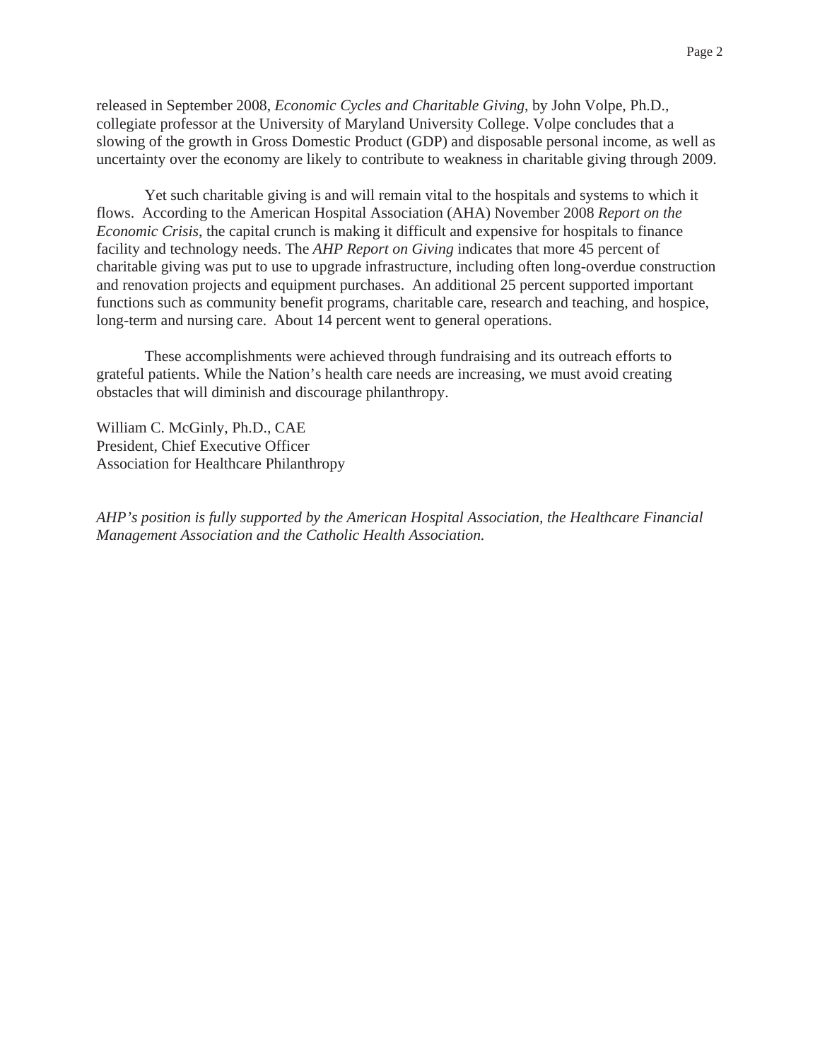released in September 2008, *Economic Cycles and Charitable Giving*, by John Volpe, Ph.D., collegiate professor at the University of Maryland University College. Volpe concludes that a slowing of the growth in Gross Domestic Product (GDP) and disposable personal income, as well as uncertainty over the economy are likely to contribute to weakness in charitable giving through 2009.

Yet such charitable giving is and will remain vital to the hospitals and systems to which it flows. According to the American Hospital Association (AHA) November 2008 *Report on the Economic Crisis*, the capital crunch is making it difficult and expensive for hospitals to finance facility and technology needs. The *AHP Report on Giving* indicates that more 45 percent of charitable giving was put to use to upgrade infrastructure, including often long-overdue construction and renovation projects and equipment purchases. An additional 25 percent supported important functions such as community benefit programs, charitable care, research and teaching, and hospice, long-term and nursing care. About 14 percent went to general operations.

These accomplishments were achieved through fundraising and its outreach efforts to grateful patients. While the Nation's health care needs are increasing, we must avoid creating obstacles that will diminish and discourage philanthropy.

William C. McGinly, Ph.D., CAE
President, Chief Executive Officer
Association for Healthcare Philanthropy

*AHP's position is fully supported by the American Hospital Association, the Healthcare Financial Management Association and the Catholic Health Association.*